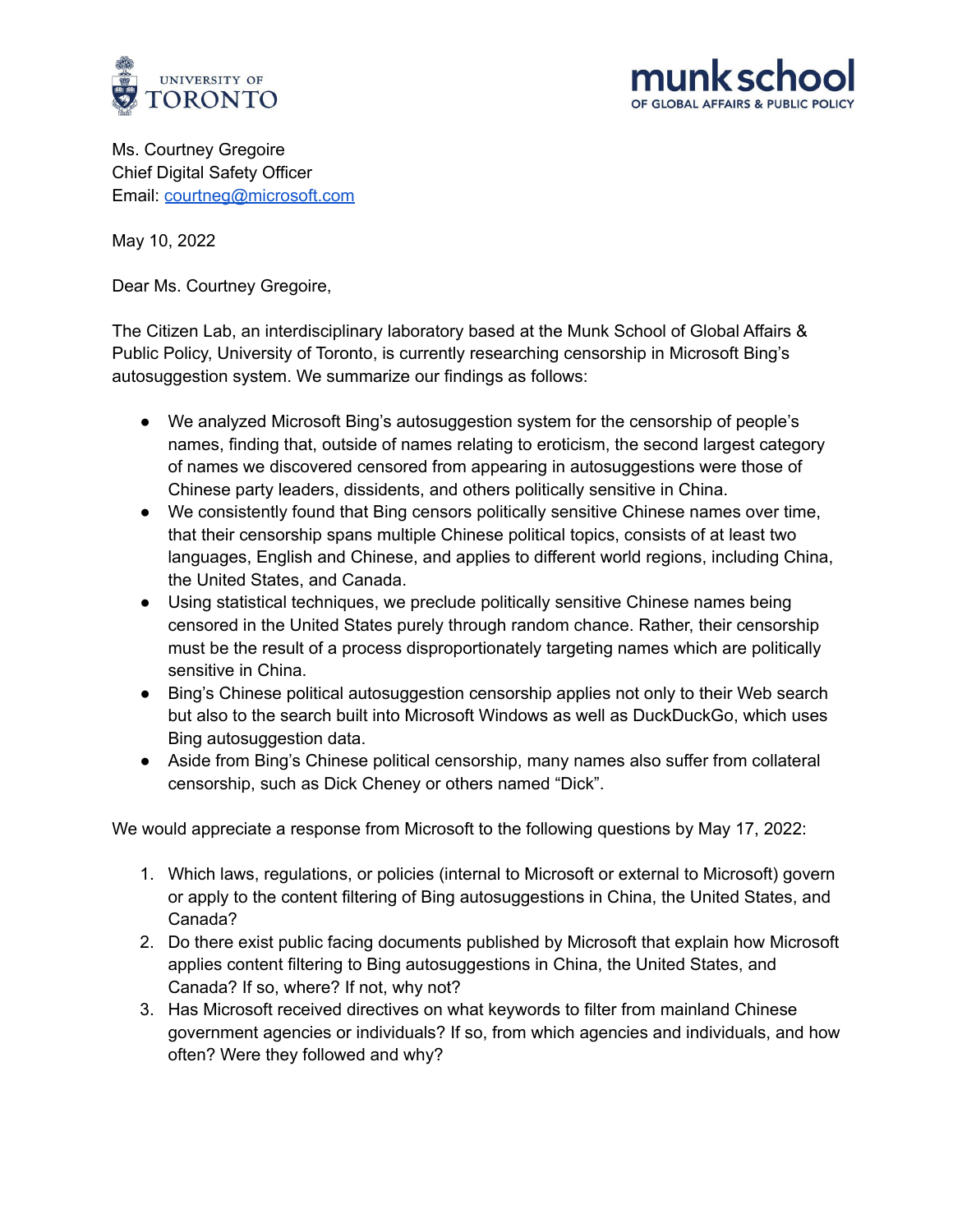Ms. Courtney Gregoire
Chief Digital Safety Officer
Email: courtneg@microsoft.com

May 10, 2022

Dear Ms. Courtney Gregoire,

The Citizen Lab, an interdisciplinary laboratory based at the Munk School of Global Affairs & Public Policy, University of Toronto, is currently researching censorship in Microsoft Bing's autosuggestion system. We summarize our findings as follows:

- We analyzed Microsoft Bing's autosuggestion system for the censorship of people's names, finding that, outside of names relating to eroticism, the second largest category of names we discovered censored from appearing in autosuggestions were those of Chinese party leaders, dissidents, and others politically sensitive in China.
- We consistently found that Bing censors politically sensitive Chinese names over time, that their censorship spans multiple Chinese political topics, consists of at least two languages, English and Chinese, and applies to different world regions, including China, the United States, and Canada.
- Using statistical techniques, we preclude politically sensitive Chinese names being censored in the United States purely through random chance. Rather, their censorship must be the result of a process disproportionately targeting names which are politically sensitive in China.
- Bing's Chinese political autosuggestion censorship applies not only to their Web search but also to the search built into Microsoft Windows as well as DuckDuckGo, which uses Bing autosuggestion data.
- Aside from Bing's Chinese political censorship, many names also suffer from collateral censorship, such as Dick Cheney or others named "Dick".

We would appreciate a response from Microsoft to the following questions by May 17, 2022:

1. Which laws, regulations, or policies (internal to Microsoft or external to Microsoft) govern or apply to the content filtering of Bing autosuggestions in China, the United States, and Canada?
2. Do there exist public facing documents published by Microsoft that explain how Microsoft applies content filtering to Bing autosuggestions in China, the United States, and Canada? If so, where? If not, why not?
3. Has Microsoft received directives on what keywords to filter from mainland Chinese government agencies or individuals? If so, from which agencies and individuals, and how often? Were they followed and why?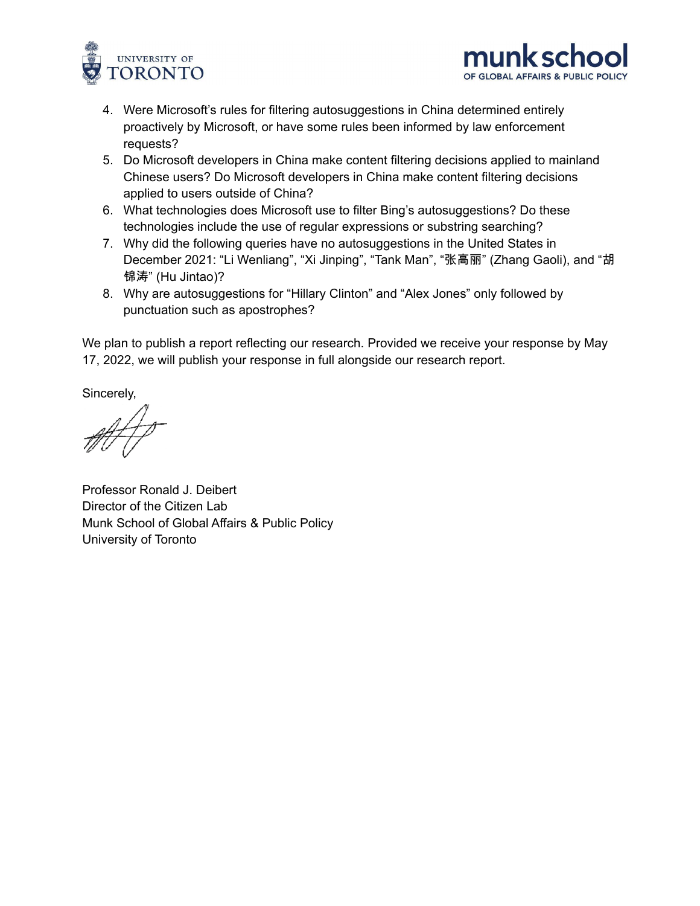4. Were Microsoft's rules for filtering autosuggestions in China determined entirely proactively by Microsoft, or have some rules been informed by law enforcement requests?
5. Do Microsoft developers in China make content filtering decisions applied to mainland Chinese users? Do Microsoft developers in China make content filtering decisions applied to users outside of China?
6. What technologies does Microsoft use to filter Bing's autosuggestions? Do these technologies include the use of regular expressions or substring searching?
7. Why did the following queries have no autosuggestions in the United States in December 2021: "Li Wenliang", "Xi Jinping", "Tank Man", "张高丽" (Zhang Gaoli), and "胡锦涛" (Hu Jintao)?
8. Why are autosuggestions for "Hillary Clinton" and "Alex Jones" only followed by punctuation such as apostrophes?

We plan to publish a report reflecting our research. Provided we receive your response by May 17, 2022, we will publish your response in full alongside our research report.

Sincerely,

Professor Ronald J. Deibert
Director of the Citizen Lab
Munk School of Global Affairs & Public Policy
University of Toronto